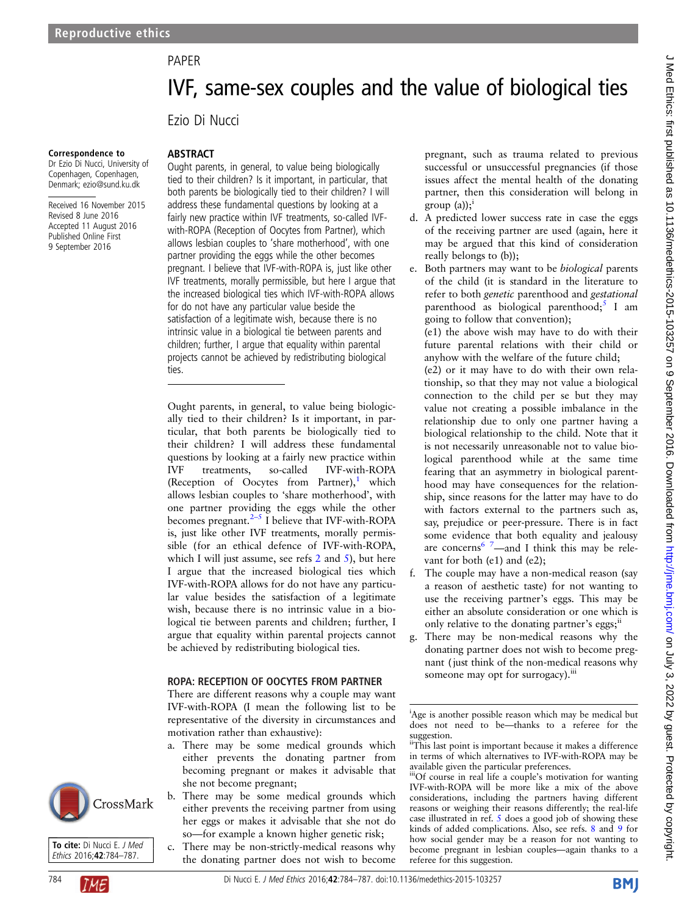Reproductive ethics

PAPER

# IVF, same-sex couples and the value of biological ties

Ezio Di Nucci

**Correspondence to**
Dr Ezio Di Nucci, University of Copenhagen, Copenhagen, Denmark; ezio@sund.ku.dk

Received 16 November 2015
Revised 8 June 2016
Accepted 11 August 2016
Published Online First 9 September 2016

## ABSTRACT

Ought parents, in general, to value being biologically tied to their children? Is it important, in particular, that both parents be biologically tied to their children? I will address these fundamental questions by looking at a fairly new practice within IVF treatments, so-called IVF-with-ROPA (Reception of Oocytes from Partner), which allows lesbian couples to 'share motherhood', with one partner providing the eggs while the other becomes pregnant. I believe that IVF-with-ROPA is, just like other IVF treatments, morally permissible, but here I argue that the increased biological ties which IVF-with-ROPA allows for do not have any particular value beside the satisfaction of a legitimate wish, because there is no intrinsic value in a biological tie between parents and children; further, I argue that equality within parental projects cannot be achieved by redistributing biological ties.

Ought parents, in general, to value being biologically tied to their children? Is it important, in particular, that both parents be biologically tied to their children? I will address these fundamental questions by looking at a fairly new practice within IVF treatments, so-called IVF-with-ROPA (Reception of Oocytes from Partner),[1] which allows lesbian couples to 'share motherhood', with one partner providing the eggs while the other becomes pregnant.[2–5] I believe that IVF-with-ROPA is, just like other IVF treatments, morally permissible (for an ethical defence of IVF-with-ROPA, which I will just assume, see refs [2] and [5]), but here I argue that the increased biological ties which IVF-with-ROPA allows for do not have any particular value besides the satisfaction of a legitimate wish, because there is no intrinsic value in a biological tie between parents and children; further, I argue that equality within parental projects cannot be achieved by redistributing biological ties.

## ROPA: RECEPTION OF OOCYTES FROM PARTNER

There are different reasons why a couple may want IVF-with-ROPA (I mean the following list to be representative of the diversity in circumstances and motivation rather than exhaustive):

a. There may be some medical grounds which either prevents the donating partner from becoming pregnant or makes it advisable that she not become pregnant;
b. There may be some medical grounds which either prevents the receiving partner from using her eggs or makes it advisable that she not do so—for example a known higher genetic risk;
c. There may be non-strictly-medical reasons why the donating partner does not wish to become pregnant, such as trauma related to previous successful or unsuccessful pregnancies (if those issues affect the mental health of the donating partner, then this consideration will belong in group (a));[i]
d. A predicted lower success rate in case the eggs of the receiving partner are used (again, here it may be argued that this kind of consideration really belongs to (b));
e. Both partners may want to be *biological* parents of the child (it is standard in the literature to refer to both *genetic* parenthood and *gestational* parenthood as biological parenthood;[5] I am going to follow that convention);
   (e1) the above wish may have to do with their future parental relations with their child or anyhow with the welfare of the future child;
   (e2) or it may have to do with their own relationship, so that they may not value a biological connection to the child per se but they may value not creating a possible imbalance in the relationship due to only one partner having a biological relationship to the child. Note that it is not necessarily unreasonable not to value biological parenthood while at the same time fearing that an asymmetry in biological parenthood may have consequences for the relationship, since reasons for the latter may have to do with factors external to the partners such as, say, prejudice or peer-pressure. There is in fact some evidence that both equality and jealousy are concerns[6 7]—and I think this may be relevant for both (e1) and (e2);
f. The couple may have a non-medical reason (say a reason of aesthetic taste) for not wanting to use the receiving partner's eggs. This may be either an absolute consideration or one which is only relative to the donating partner's eggs;[ii]
g. There may be non-medical reasons why the donating partner does not wish to become pregnant (just think of the non-medical reasons why someone may opt for surrogacy).[iii]

[i] Age is another possible reason which may be medical but does not need to be—thanks to a referee for the suggestion.
[ii] This last point is important because it makes a difference in terms of which alternatives to IVF-with-ROPA may be available given the particular preferences.
[iii] Of course in real life a couple's motivation for wanting IVF-with-ROPA will be more like a mix of the above considerations, including the partners having different reasons or weighing their reasons differently; the real-life case illustrated in ref. [5] does a good job of showing these kinds of added complications. Also, see refs. [8] and [9] for how social gender may be a reason for not wanting to become pregnant in lesbian couples—again thanks to a referee for this suggestion.

**To cite:** Di Nucci E. *J Med Ethics* 2016;**42**:784–787.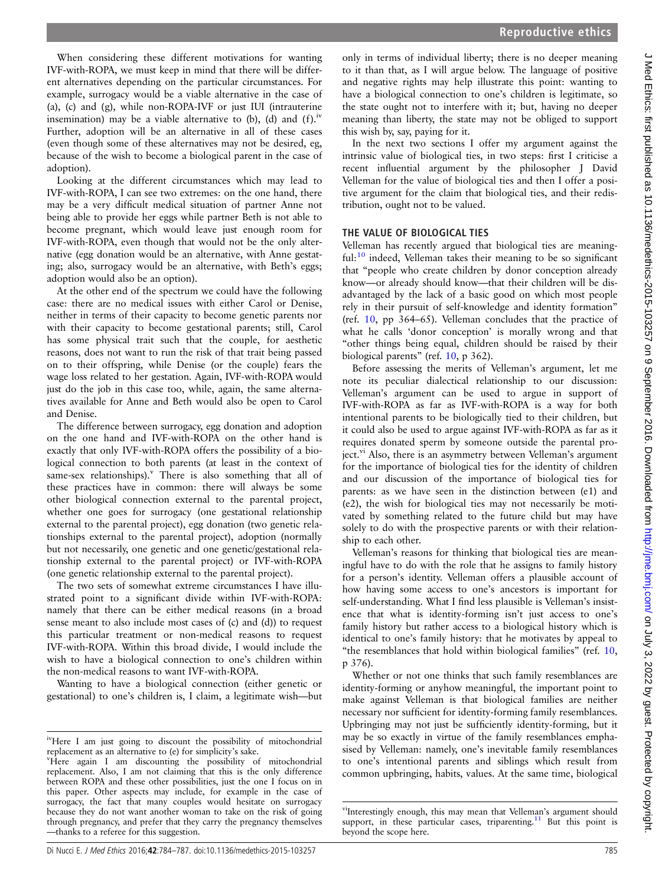When considering these different motivations for wanting IVF-with-ROPA, we must keep in mind that there will be different alternatives depending on the particular circumstances. For example, surrogacy would be a viable alternative in the case of (a), (c) and (g), while non-ROPA-IVF or just IUI (intrauterine insemination) may be a viable alternative to (b), (d) and (f).[iv] Further, adoption will be an alternative in all of these cases (even though some of these alternatives may not be desired, eg, because of the wish to become a biological parent in the case of adoption).

Looking at the different circumstances which may lead to IVF-with-ROPA, I can see two extremes: on the one hand, there may be a very difficult medical situation of partner Anne not being able to provide her eggs while partner Beth is not able to become pregnant, which would leave just enough room for IVF-with-ROPA, even though that would not be the only alternative (egg donation would be an alternative, with Anne gestating; also, surrogacy would be an alternative, with Beth's eggs; adoption would also be an option).

At the other end of the spectrum we could have the following case: there are no medical issues with either Carol or Denise, neither in terms of their capacity to become genetic parents nor with their capacity to become gestational parents; still, Carol has some physical trait such that the couple, for aesthetic reasons, does not want to run the risk of that trait being passed on to their offspring, while Denise (or the couple) fears the wage loss related to her gestation. Again, IVF-with-ROPA would just do the job in this case too, while, again, the same alternatives available for Anne and Beth would also be open to Carol and Denise.

The difference between surrogacy, egg donation and adoption on the one hand and IVF-with-ROPA on the other hand is exactly that only IVF-with-ROPA offers the possibility of a biological connection to both parents (at least in the context of same-sex relationships).[v] There is also something that all of these practices have in common: there will always be some other biological connection external to the parental project, whether one goes for surrogacy (one gestational relationship external to the parental project), egg donation (two genetic relationships external to the parental project), adoption (normally but not necessarily, one genetic and one genetic/gestational relationship external to the parental project) or IVF-with-ROPA (one genetic relationship external to the parental project).

The two sets of somewhat extreme circumstances I have illustrated point to a significant divide within IVF-with-ROPA: namely that there can be either medical reasons (in a broad sense meant to also include most cases of (c) and (d)) to request this particular treatment or non-medical reasons to request IVF-with-ROPA. Within this broad divide, I would include the wish to have a biological connection to one's children within the non-medical reasons to want IVF-with-ROPA.

Wanting to have a biological connection (either genetic or gestational) to one's children is, I claim, a legitimate wish—but only in terms of individual liberty; there is no deeper meaning to it than that, as I will argue below. The language of positive and negative rights may help illustrate this point: wanting to have a biological connection to one's children is legitimate, so the state ought not to interfere with it; but, having no deeper meaning than liberty, the state may not be obliged to support this wish by, say, paying for it.

In the next two sections I offer my argument against the intrinsic value of biological ties, in two steps: first I criticise a recent influential argument by the philosopher J David Velleman for the value of biological ties and then I offer a positive argument for the claim that biological ties, and their redistribution, ought not to be valued.

## THE VALUE OF BIOLOGICAL TIES

Velleman has recently argued that biological ties are meaningful:[10] indeed, Velleman takes their meaning to be so significant that "people who create children by donor conception already know—or already should know—that their children will be disadvantaged by the lack of a basic good on which most people rely in their pursuit of self-knowledge and identity formation" (ref. 10, pp 364–65). Velleman concludes that the practice of what he calls 'donor conception' is morally wrong and that "other things being equal, children should be raised by their biological parents" (ref. 10, p 362).

Before assessing the merits of Velleman's argument, let me note its peculiar dialectical relationship to our discussion: Velleman's argument can be used to argue in support of IVF-with-ROPA as far as IVF-with-ROPA is a way for both intentional parents to be biologically tied to their children, but it could also be used to argue against IVF-with-ROPA as far as it requires donated sperm by someone outside the parental project.[vi] Also, there is an asymmetry between Velleman's argument for the importance of biological ties for the identity of children and our discussion of the importance of biological ties for parents: as we have seen in the distinction between (e1) and (e2), the wish for biological ties may not necessarily be motivated by something related to the future child but may have solely to do with the prospective parents or with their relationship to each other.

Velleman's reasons for thinking that biological ties are meaningful have to do with the role that he assigns to family history for a person's identity. Velleman offers a plausible account of how having some access to one's ancestors is important for self-understanding. What I find less plausible is Velleman's insistence that what is identity-forming isn't just access to one's family history but rather access to a biological history which is identical to one's family history: that he motivates by appeal to "the resemblances that hold within biological families" (ref. 10, p 376).

Whether or not one thinks that such family resemblances are identity-forming or anyhow meaningful, the important point to make against Velleman is that biological families are neither necessary nor sufficient for identity-forming family resemblances. Upbringing may not just be sufficiently identity-forming, but it may be so exactly in virtue of the family resemblances emphasised by Velleman: namely, one's inevitable family resemblances to one's intentional parents and siblings which result from common upbringing, habits, values. At the same time, biological

---

[iv] Here I am just going to discount the possibility of mitochondrial replacement as an alternative to (e) for simplicity's sake.

[v] Here again I am discounting the possibility of mitochondrial replacement. Also, I am not claiming that this is the only difference between ROPA and these other possibilities, just the one I focus on in this paper. Other aspects may include, for example in the case of surrogacy, the fact that many couples would hesitate on surrogacy because they do not want another woman to take on the risk of going through pregnancy, and prefer that they carry the pregnancy themselves —thanks to a referee for this suggestion.

[vi] Interestingly enough, this may mean that Velleman's argument should support, in these particular cases, triparenting.[11] But this point is beyond the scope here.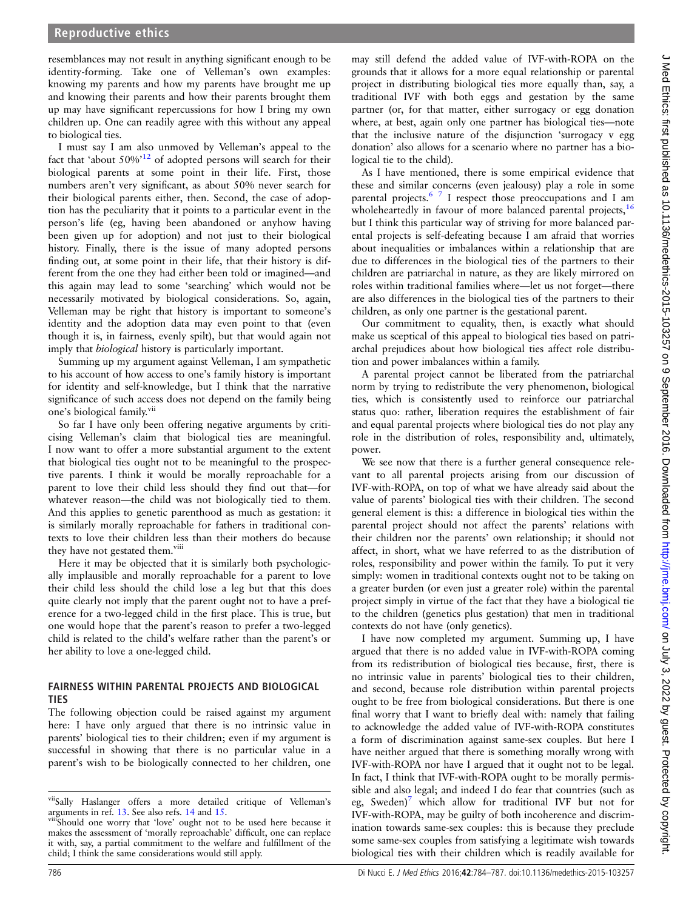resemblances may not result in anything significant enough to be identity-forming. Take one of Velleman's own examples: knowing my parents and how my parents have brought me up and knowing their parents and how their parents brought them up may have significant repercussions for how I bring my own children up. One can readily agree with this without any appeal to biological ties.

I must say I am also unmoved by Velleman's appeal to the fact that 'about 50%'[12] of adopted persons will search for their biological parents at some point in their life. First, those numbers aren't very significant, as about 50% never search for their biological parents either, then. Second, the case of adoption has the peculiarity that it points to a particular event in the person's life (eg, having been abandoned or anyhow having been given up for adoption) and not just to their biological history. Finally, there is the issue of many adopted persons finding out, at some point in their life, that their history is different from the one they had either been told or imagined—and this again may lead to some 'searching' which would not be necessarily motivated by biological considerations. So, again, Velleman may be right that history is important to someone's identity and the adoption data may even point to that (even though it is, in fairness, evenly spilt), but that would again not imply that *biological* history is particularly important.

Summing up my argument against Velleman, I am sympathetic to his account of how access to one's family history is important for identity and self-knowledge, but I think that the narrative significance of such access does not depend on the family being one's biological family.[vii]

So far I have only been offering negative arguments by criticising Velleman's claim that biological ties are meaningful. I now want to offer a more substantial argument to the extent that biological ties ought not to be meaningful to the prospective parents. I think it would be morally reproachable for a parent to love their child less should they find out that—for whatever reason—the child was not biologically tied to them. And this applies to genetic parenthood as much as gestation: it is similarly morally reproachable for fathers in traditional contexts to love their children less than their mothers do because they have not gestated them.[viii]

Here it may be objected that it is similarly both psychologically implausible and morally reproachable for a parent to love their child less should the child lose a leg but that this does quite clearly not imply that the parent ought not to have a preference for a two-legged child in the first place. This is true, but one would hope that the parent's reason to prefer a two-legged child is related to the child's welfare rather than the parent's or her ability to love a one-legged child.

## FAIRNESS WITHIN PARENTAL PROJECTS AND BIOLOGICAL TIES

The following objection could be raised against my argument here: I have only argued that there is no intrinsic value in parents' biological ties to their children; even if my argument is successful in showing that there is no particular value in a parent's wish to be biologically connected to her children, one may still defend the added value of IVF-with-ROPA on the grounds that it allows for a more equal relationship or parental project in distributing biological ties more equally than, say, a traditional IVF with both eggs and gestation by the same partner (or, for that matter, either surrogacy or egg donation where, at best, again only one partner has biological ties—note that the inclusive nature of the disjunction 'surrogacy v egg donation' also allows for a scenario where no partner has a biological tie to the child).

As I have mentioned, there is some empirical evidence that these and similar concerns (even jealousy) play a role in some parental projects.[6 7] I respect those preoccupations and I am wholeheartedly in favour of more balanced parental projects,[16] but I think this particular way of striving for more balanced parental projects is self-defeating because I am afraid that worries about inequalities or imbalances within a relationship that are due to differences in the biological ties of the partners to their children are patriarchal in nature, as they are likely mirrored on roles within traditional families where—let us not forget—there are also differences in the biological ties of the partners to their children, as only one partner is the gestational parent.

Our commitment to equality, then, is exactly what should make us sceptical of this appeal to biological ties based on patriarchal prejudices about how biological ties affect role distribution and power imbalances within a family.

A parental project cannot be liberated from the patriarchal norm by trying to redistribute the very phenomenon, biological ties, which is consistently used to reinforce our patriarchal status quo: rather, liberation requires the establishment of fair and equal parental projects where biological ties do not play any role in the distribution of roles, responsibility and, ultimately, power.

We see now that there is a further general consequence relevant to all parental projects arising from our discussion of IVF-with-ROPA, on top of what we have already said about the value of parents' biological ties with their children. The second general element is this: a difference in biological ties within the parental project should not affect the parents' relations with their children nor the parents' own relationship; it should not affect, in short, what we have referred to as the distribution of roles, responsibility and power within the family. To put it very simply: women in traditional contexts ought not to be taking on a greater burden (or even just a greater role) within the parental project simply in virtue of the fact that they have a biological tie to the children (genetics plus gestation) that men in traditional contexts do not have (only genetics).

I have now completed my argument. Summing up, I have argued that there is no added value in IVF-with-ROPA coming from its redistribution of biological ties because, first, there is no intrinsic value in parents' biological ties to their children, and second, because role distribution within parental projects ought to be free from biological considerations. But there is one final worry that I want to briefly deal with: namely that failing to acknowledge the added value of IVF-with-ROPA constitutes a form of discrimination against same-sex couples. But here I have neither argued that there is something morally wrong with IVF-with-ROPA nor have I argued that it ought not to be legal. In fact, I think that IVF-with-ROPA ought to be morally permissible and also legal; and indeed I do fear that countries (such as eg, Sweden)[7] which allow for traditional IVF but not for IVF-with-ROPA, may be guilty of both incoherence and discrimination towards same-sex couples: this is because they preclude some same-sex couples from satisfying a legitimate wish towards biological ties with their children which is readily available for

---

[vii] Sally Haslanger offers a more detailed critique of Velleman's arguments in ref. 13. See also refs. 14 and 15.

[viii] Should one worry that 'love' ought not to be used here because it makes the assessment of 'morally reproachable' difficult, one can replace it with, say, a partial commitment to the welfare and fulfillment of the child; I think the same considerations would still apply.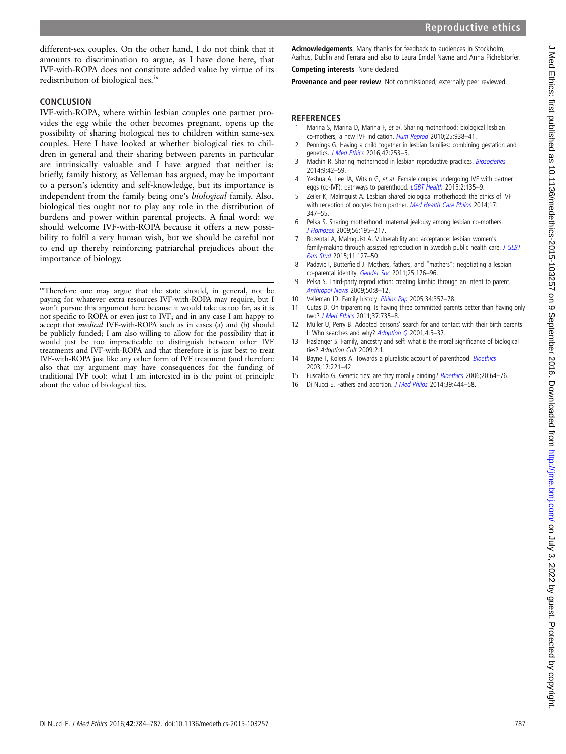different-sex couples. On the other hand, I do not think that it amounts to discrimination to argue, as I have done here, that IVF-with-ROPA does not constitute added value by virtue of its redistribution of biological ties.[ix]

## CONCLUSION

IVF-with-ROPA, where within lesbian couples one partner provides the egg while the other becomes pregnant, opens up the possibility of sharing biological ties to children within same-sex couples. Here I have looked at whether biological ties to children in general and their sharing between parents in particular are intrinsically valuable and I have argued that neither is: briefly, family history, as Velleman has argued, may be important to a person's identity and self-knowledge, but its importance is independent from the family being one's *biological* family. Also, biological ties ought not to play any role in the distribution of burdens and power within parental projects. A final word: we should welcome IVF-with-ROPA because it offers a new possibility to fulfil a very human wish, but we should be careful not to end up thereby reinforcing patriarchal prejudices about the importance of biology.

[ix]Therefore one may argue that the state should, in general, not be paying for whatever extra resources IVF-with-ROPA may require, but I won't pursue this argument here because it would take us too far, as it is not specific to ROPA or even just to IVF; and in any case I am happy to accept that *medical* IVF-with-ROPA such as in cases (a) and (b) should be publicly funded; I am also willing to allow for the possibility that it would just be too impracticable to distinguish between other IVF treatments and IVF-with-ROPA and that therefore it is just best to treat IVF-with-ROPA just like any other form of IVF treatment (and therefore also that my argument may have consequences for the funding of traditional IVF too): what I am interested in is the point of principle about the value of biological ties.

**Acknowledgements** Many thanks for feedback to audiences in Stockholm, Aarhus, Dublin and Ferrara and also to Laura Emdal Navne and Anna Pichelstorfer.

**Competing interests** None declared.

**Provenance and peer review** Not commissioned; externally peer reviewed.

## REFERENCES

1. Marina S, Marina D, Marina F, *et al*. Sharing motherhood: biological lesbian co-mothers, a new IVF indication. *Hum Reprod* 2010;25:938–41.
2. Pennings G. Having a child together in lesbian families: combining gestation and genetics. *J Med Ethics* 2016;42:253–5.
3. Machin R. Sharing motherhood in lesbian reproductive practices. *Biosocieties* 2014;9:42–59.
4. Yeshua A, Lee JA, Witkin G, *et al*. Female couples undergoing IVF with partner eggs (co-IVF): pathways to parenthood. *LGBT Health* 2015;2:135–9.
5. Zeiler K, Malmquist A. Lesbian shared biological motherhood: the ethics of IVF with reception of oocytes from partner. *Med Health Care Philos* 2014;17:347–55.
6. Pelka S. Sharing motherhood: maternal jealousy among lesbian co-mothers. *J Homosex* 2009;56:195–217.
7. Rozental A, Malmquist A. Vulnerability and acceptance: lesbian women's family-making through assisted reproduction in Swedish public health care. *J GLBT Fam Stud* 2015;11:127–50.
8. Padavic I, Butterfield J. Mothers, fathers, and "mathers": negotiating a lesbian co-parental identity. *Gender Soc* 2011;25:176–96.
9. Pelka S. Third-party reproduction: creating kinship through an intent to parent. *Anthropol News* 2009;50:8–12.
10. Velleman JD. Family history. *Philos Pap* 2005;34:357–78.
11. Cutas D. On triparenting. Is having three committed parents better than having only two? *J Med Ethics* 2011;37:735–8.
12. Müller U, Perry B. Adopted persons' search for and contact with their birth parents I: Who searches and why? *Adoption Q* 2001;4:5–37.
13. Haslanger S. Family, ancestry and self: what is the moral significance of biological ties? *Adoption Cult* 2009;2.1.
14. Bayne T, Kolers A. Towards a pluralistic account of parenthood. *Bioethics* 2003;17:221–42.
15. Fuscaldo G. Genetic ties: are they morally binding? *Bioethics* 2006;20:64–76.
16. Di Nucci E. Fathers and abortion. *J Med Philos* 2014;39:444–58.